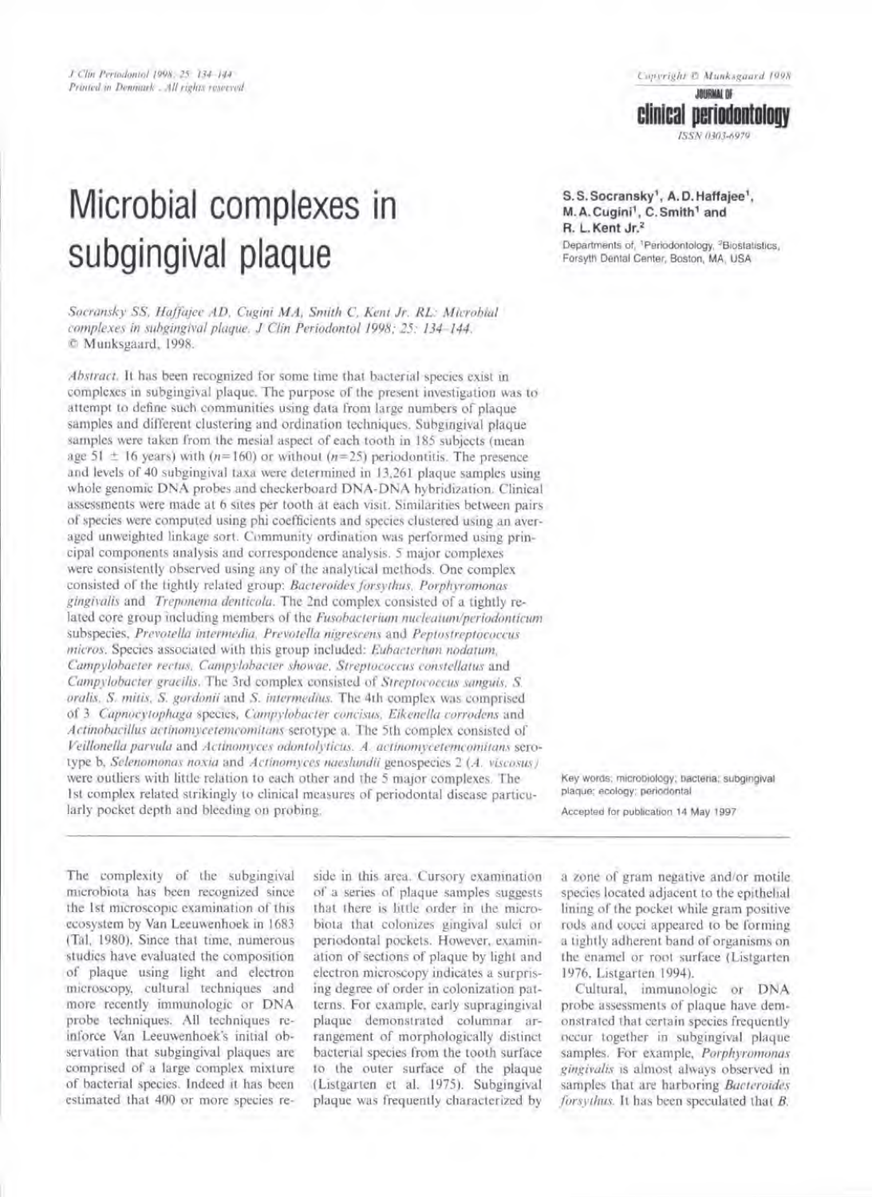# Microbial complexes in subgingival plaque

**S. S. Socransky[1], A. D. Haffajee[1], M. A. Cugini[1], C. Smith[1] and R. L. Kent Jr.[2]**

Departments of, [1]Periodontology, [2]Biostatistics, Forsyth Dental Center, Boston, MA, USA

*Socransky SS, Haffajee AD, Cugini MA, Smith C, Kent Jr. RL: Microbial complexes in subgingival plaque. J Clin Periodontol 1998; 25: 134–144.* © Munksgaard, 1998.

*Abstract.* It has been recognized for some time that bacterial species exist in complexes in subgingival plaque. The purpose of the present investigation was to attempt to define such communities using data from large numbers of plaque samples and different clustering and ordination techniques. Subgingival plaque samples were taken from the mesial aspect of each tooth in 185 subjects (mean age 51 ± 16 years) with ($n$=160) or without ($n$=25) periodontitis. The presence and levels of 40 subgingival taxa were determined in 13,261 plaque samples using whole genomic DNA probes and checkerboard DNA-DNA hybridization. Clinical assessments were made at 6 sites per tooth at each visit. Similarities between pairs of species were computed using phi coefficients and species clustered using an averaged unweighted linkage sort. Community ordination was performed using principal components analysis and correspondence analysis. 5 major complexes were consistently observed using any of the analytical methods. One complex consisted of the tightly related group: *Bacteroides forsythus, Porphyromonas gingivalis* and *Treponema denticola*. The 2nd complex consisted of a tightly related core group including members of the *Fusobacterium nucleatum/periodonticum* subspecies, *Prevotella intermedia, Prevotella nigrescens* and *Peptostreptococcus micros*. Species associated with this group included: *Eubacterium nodatum, Campylobacter rectus, Campylobacter showae, Streptococcus constellatus* and *Campylobacter gracilis*. The 3rd complex consisted of *Streptococcus sanguis, S. oralis, S. mitis, S. gordonii* and *S. intermedius*. The 4th complex was comprised of 3 *Capnocytophaga* species, *Campylobacter concisus, Eikenella corrodens* and *Actinobacillus actinomycetemcomitans* serotype a. The 5th complex consisted of *Veillonella parvula* and *Actinomyces odontolyticus*. *A. actinomycetemcomitans* serotype b, *Selenomonas noxia* and *Actinomyces naeslundii* genospecies 2 (*A. viscosus*) were outliers with little relation to each other and the 5 major complexes. The 1st complex related strikingly to clinical measures of periodontal disease particularly pocket depth and bleeding on probing.

Key words: microbiology; bacteria; subgingival plaque; ecology; periodontal

Accepted for publication 14 May 1997

The complexity of the subgingival microbiota has been recognized since the 1st microscopic examination of this ecosystem by Van Leeuwenhoek in 1683 (Tal, 1980). Since that time, numerous studies have evaluated the composition of plaque using light and electron microscopy, cultural techniques and more recently immunologic or DNA probe techniques. All techniques reinforce Van Leeuwenhoek's initial observation that subgingival plaques are comprised of a large complex mixture of bacterial species. Indeed it has been estimated that 400 or more species reside in this area. Cursory examination of a series of plaque samples suggests that there is little order in the microbiota that colonizes gingival sulci or periodontal pockets. However, examination of sections of plaque by light and electron microscopy indicates a surprising degree of order in colonization patterns. For example, early supragingival plaque demonstrated columnar arrangement of morphologically distinct bacterial species from the tooth surface to the outer surface of the plaque (Listgarten et al. 1975). Subgingival plaque was frequently characterized by a zone of gram negative and/or motile species located adjacent to the epithelial lining of the pocket while gram positive rods and cocci appeared to be forming a tightly adherent band of organisms on the enamel or root surface (Listgarten 1976, Listgarten 1994).

Cultural, immunologic or DNA probe assessments of plaque have demonstrated that certain species frequently occur together in subgingival plaque samples. For example, *Porphyromonas gingivalis* is almost always observed in samples that are harboring *Bacteroides forsythus*. It has been speculated that *B.*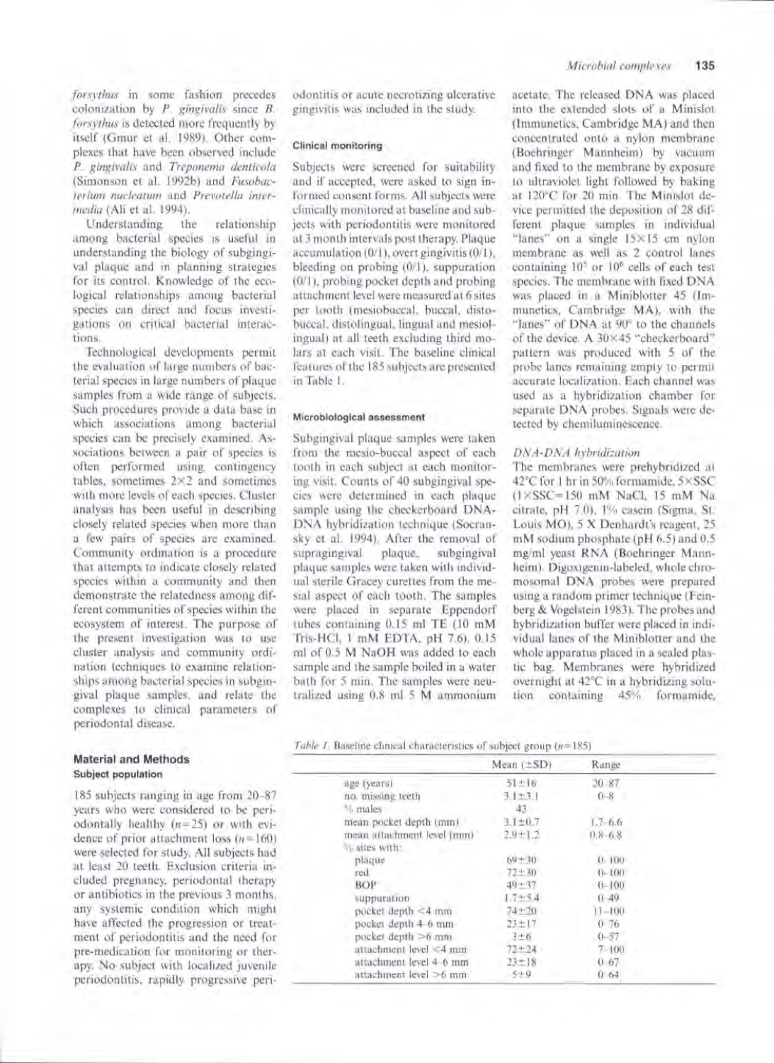*forsythus* in some fashion precedes colonization by *P. gingivalis* since *B. forsythus* is detected more frequently by itself (Gmur et al. 1989). Other complexes that have been observed include *P. gingivalis* and *Treponema denticola* (Simonson et al. 1992b) and *Fusobacterium nucleatum* and *Prevotella intermedia* (Ali et al. 1994).

Understanding the relationship among bacterial species is useful in understanding the biology of subgingival plaque and in planning strategies for its control. Knowledge of the ecological relationships among bacterial species can direct and focus investigations on critical bacterial interactions.

Technological developments permit the evaluation of large numbers of bacterial species in large numbers of plaque samples from a wide range of subjects. Such procedures provide a data base in which associations among bacterial species can be precisely examined. Associations between a pair of species is often performed using contingency tables, sometimes 2×2 and sometimes with more levels of each species. Cluster analysis has been useful in describing closely related species when more than a few pairs of species are examined. Community ordination is a procedure that attempts to indicate closely related species within a community and then demonstrate the relatedness among different communities of species within the ecosystem of interest. The purpose of the present investigation was to use cluster analysis and community ordination techniques to examine relationships among bacterial species in subgingival plaque samples, and relate the complexes to clinical parameters of periodontal disease.

## Material and Methods

### Subject population

185 subjects ranging in age from 20–87 years who were considered to be periodontally healthy ($n=25$) or with evidence of prior attachment loss ($n=160$) were selected for study. All subjects had at least 20 teeth. Exclusion criteria included pregnancy, periodontal therapy or antibiotics in the previous 3 months, any systemic condition which might have affected the progression or treatment of periodontitis and the need for pre-medication for monitoring or therapy. No subject with localized juvenile periodontitis, rapidly progressive periodontitis or acute necrotizing ulcerative gingivitis was included in the study.

### Clinical monitoring

Subjects were screened for suitability and if accepted, were asked to sign informed consent forms. All subjects were clinically monitored at baseline and subjects with periodontitis were monitored at 3 month intervals post therapy. Plaque accumulation (0/1), overt gingivitis (0/1), bleeding on probing (0/1), suppuration (0/1), probing pocket depth and probing attachment level were measured at 6 sites per tooth (mesiobuccal, buccal, distobuccal, distolingual, lingual and mesiolingual) at all teeth excluding third molars at each visit. The baseline clinical features of the 185 subjects are presented in Table 1.

### Microbiological assessment

Subgingival plaque samples were taken from the mesio-buccal aspect of each tooth in each subject at each monitoring visit. Counts of 40 subgingival species were determined in each plaque sample using the checkerboard DNA-DNA hybridization technique (Socransky et al. 1994). After the removal of supragingival plaque, subgingival plaque samples were taken with individual sterile Gracey curettes from the mesial aspect of each tooth. The samples were placed in separate Eppendorf tubes containing 0.15 ml TE (10 mM Tris-HCl, 1 mM EDTA, pH 7.6). 0.15 ml of 0.5 M NaOH was added to each sample and the sample boiled in a water bath for 5 min. The samples were neutralized using 0.8 ml 5 M ammonium acetate. The released DNA was placed into the extended slots of a Minislot (Immunetics, Cambridge MA) and then concentrated onto a nylon membrane (Boehringer Mannheim) by vacuum and fixed to the membrane by exposure to ultraviolet light followed by baking at 120°C for 20 min. The Minislot device permitted the deposition of 28 different plaque samples in individual "lanes" on a single 15×15 cm nylon membrane as well as 2 control lanes containing $10^5$ or $10^6$ cells of each test species. The membrane with fixed DNA was placed in a Miniblotter 45 (Immunetics, Cambridge MA), with the "lanes" of DNA at 90° to the channels of the device. A 30×45 "checkerboard" pattern was produced with 5 of the probe lanes remaining empty to permit accurate localization. Each channel was used as a hybridization chamber for separate DNA probes. Signals were detected by chemiluminescence.

#### *DNA-DNA hybridization*

The membranes were prehybridized at 42°C for 1 hr in 50% formamide, 5×SSC (1×SSC=150 mM NaCl, 15 mM Na citrate, pH 7.0), 1% casein (Sigma, St. Louis MO), 5 X Denhardt's reagent, 25 mM sodium phosphate (pH 6.5) and 0.5 mg/ml yeast RNA (Boehringer Mannheim). Digoxigenin-labeled, whole chromosomal DNA probes were prepared using a random primer technique (Feinberg & Vogelstein 1983). The probes and hybridization buffer were placed in individual lanes of the Miniblotter and the whole apparatus placed in a sealed plastic bag. Membranes were hybridized overnight at 42°C in a hybridizing solution containing 45% formamide,

*Table 1.* Baseline clinical characteristics of subject group ($n=185$)

| | Mean (±SD) | Range |
|---|---|---|
| age (years) | 51±16 | 20–87 |
| no. missing teeth | 3.1±3.1 | 0–8 |
| % males | 43 | |
| mean pocket depth (mm) | 3.1±0.7 | 1.7–6.6 |
| mean attachment level (mm) | 2.9±1.2 | 0.8–6.8 |
| % sites with: | | |
| plaque | 69±30 | 0–100 |
| red | 72±30 | 0–100 |
| BOP | 49±37 | 0–100 |
| suppuration | 1.7±5.4 | 0–49 |
| pocket depth <4 mm | 74±20 | 11–100 |
| pocket depth 4–6 mm | 23±17 | 0–76 |
| pocket depth >6 mm | 3±6 | 0–57 |
| attachment level <4 mm | 72±24 | 7–100 |
| attachment level 4–6 mm | 23±18 | 0–67 |
| attachment level >6 mm | 5±9 | 0–64 |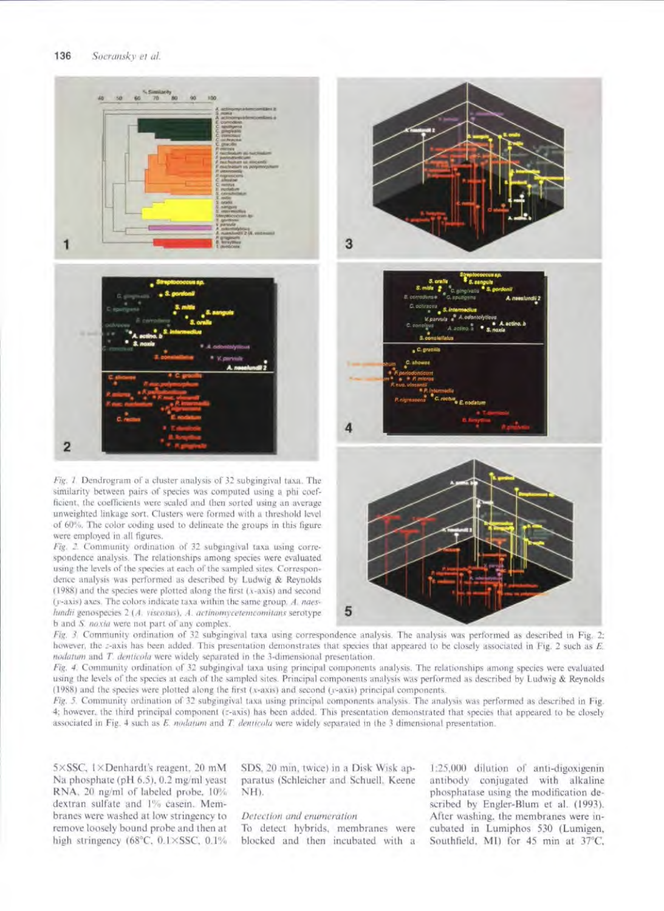*Fig. 1.* Dendrogram of a cluster analysis of 32 subgingival taxa. The similarity between pairs of species was computed using a phi coefficient, the coefficients were scaled and then sorted using an average unweighted linkage sort. Clusters were formed with a threshold level of 60%. The color coding used to delineate the groups in this figure were employed in all figures.

*Fig. 2.* Community ordination of 32 subgingival taxa using correspondence analysis. The relationships among species were evaluated using the levels of the species at each of the sampled sites. Correspondence analysis was performed as described by Ludwig & Reynolds (1988) and the species were plotted along the first (*x*-axis) and second (*y*-axis) axes. The colors indicate taxa within the same group. *A. naeslundii* genospecies 2 (*A. viscosus*), *A. actinomycetemcomitans* serotype b and *S. noxia* were not part of any complex.

*Fig. 3.* Community ordination of 32 subgingival taxa using correspondence analysis. The analysis was performed as described in Fig. 2; however, the *z*-axis has been added. This presentation demonstrates that species that appeared to be closely associated in Fig. 2 such as *E. nodatum* and *T. denticola* were widely separated in the 3-dimensional presentation.

*Fig. 4.* Community ordination of 32 subgingival taxa using principal components analysis. The relationships among species were evaluated using the levels of the species at each of the sampled sites. Principal components analysis was performed as described by Ludwig & Reynolds (1988) and the species were plotted along the first (*x*-axis) and second (*y*-axis) principal components.

*Fig. 5.* Community ordination of 32 subgingival taxa using principal components analysis. The analysis was performed as described in Fig. 4; however, the third principal component (*z*-axis) has been added. This presentation demonstrated that species that appeared to be closely associated in Fig. 4 such as *E. nodatum* and *T. denticola* were widely separated in the 3 dimensional presentation.

5×SSC, 1×Denhardt's reagent, 20 mM Na phosphate (pH 6.5), 0.2 mg/ml yeast RNA, 20 ng/ml of labeled probe, 10% dextran sulfate and 1% casein. Membranes were washed at low stringency to remove loosely bound probe and then at high stringency (68°C, 0.1×SSC, 0.1% SDS, 20 min, twice) in a Disk Wisk apparatus (Schleicher and Schuell, Keene NH).

### Detection and enumeration

To detect hybrids, membranes were blocked and then incubated with a 1:25,000 dilution of anti-digoxigenin antibody conjugated with alkaline phosphatase using the modification described by Engler-Blum et al. (1993). After washing, the membranes were incubated in Lumiphos 530 (Lumigen, Southfield, MI) for 45 min at 37°C,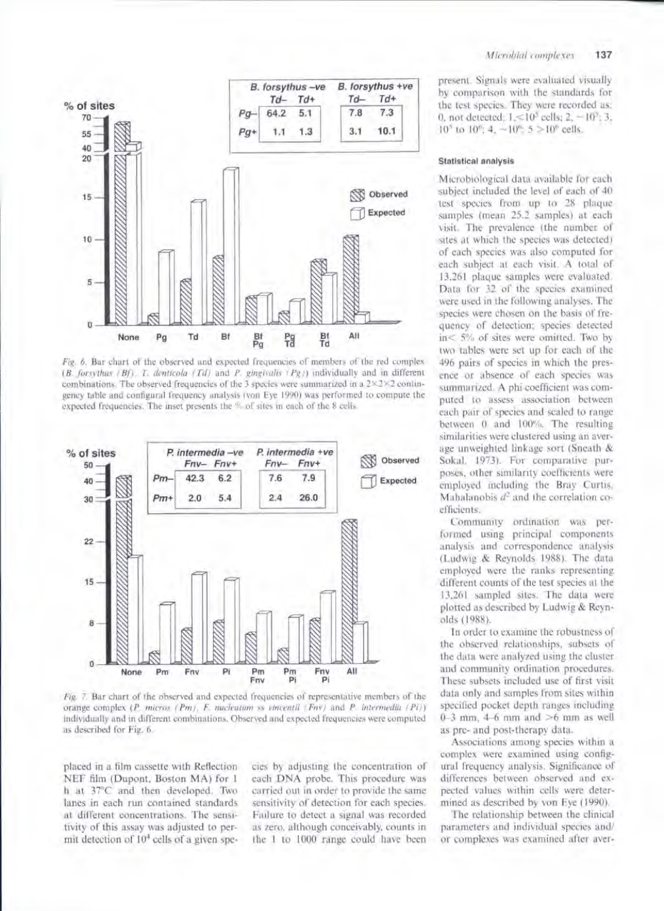| | *B. forsythus* –ve | | *B. forsythus* +ve | |
|---|---|---|---|---|
| | *Td*– | *Td*+ | *Td*– | *Td*+ |
| *Pg*– | 64.2 | 5.1 | 7.8 | 7.3 |
| *Pg*+ | 1.1 | 1.3 | 3.1 | 10.1 |

*Fig. 6.* Bar chart of the observed and expected frequencies of members of the red complex (*B. forsythus* (*Bf*), *T. denticola* (*Td*) and *P. gingivalis* (*Pg*)) individually and in different combinations. The observed frequencies of the 3 species were summarized in a 2×2×2 contingency table and configural frequency analysis (von Eye 1990) was performed to compute the expected frequencies. The inset presents the % of sites in each of the 8 cells.

| | *P. intermedia* –ve | | *P. intermedia* +ve | |
|---|---|---|---|---|
| | *Fnv*– | *Fnv*+ | *Fnv*– | *Fnv*+ |
| *Pm*– | 42.3 | 6.2 | 7.6 | 7.9 |
| *Pm*+ | 2.0 | 5.4 | 2.4 | 26.0 |

*Fig. 7.* Bar chart of the observed and expected frequencies of representative members of the orange complex (*P. micros* (*Pm*), *F. nucleatum* ss *vincentii* (*Fnv*) and *P. intermedia* (*Pi*)) individually and in different combinations. Observed and expected frequencies were computed as described for Fig. 6.

placed in a film cassette with Reflection NEF film (Dupont, Boston MA) for 1 h at 37°C and then developed. Two lanes in each run contained standards at different concentrations. The sensitivity of this assay was adjusted to permit detection of $10^4$ cells of a given species by adjusting the concentration of each DNA probe. This procedure was carried out in order to provide the same sensitivity of detection for each species. Failure to detect a signal was recorded as zero, although conceivably, counts in the 1 to 1000 range could have been present. Signals were evaluated visually by comparison with the standards for the test species. They were recorded as: 0, not detected; 1, $<10^5$ cells; 2, $\sim 10^5$; 3, $10^5$ to $10^6$; 4, $\sim 10^6$; 5 $>10^6$ cells.

#### Statistical analysis

Microbiological data available for each subject included the level of each of 40 test species from up to 28 plaque samples (mean 25.2 samples) at each visit. The prevalence (the number of sites at which the species was detected) of each species was also computed for each subject at each visit. A total of 13,261 plaque samples were evaluated. Data for 32 of the species examined were used in the following analyses. The species were chosen on the basis of frequency of detection; species detected in $<5\%$ of sites were omitted. Two by two tables were set up for each of the 496 pairs of species in which the presence or absence of each species was summarized. A phi coefficient was computed to assess association between each pair of species and scaled to range between 0 and 100%. The resulting similarities were clustered using an average unweighted linkage sort (Sneath & Sokal, 1973). For comparative purposes, other similarity coefficients were employed including the Bray Curtis, Mahalanobis $d^2$ and the correlation coefficients.

Community ordination was performed using principal components analysis and correspondence analysis (Ludwig & Reynolds 1988). The data employed were the ranks representing different counts of the test species at the 13,261 sampled sites. The data were plotted as described by Ludwig & Reynolds (1988).

In order to examine the robustness of the observed relationships, subsets of the data were analyzed using the cluster and community ordination procedures. These subsets included use of first visit data only and samples from sites within specified pocket depth ranges including 0–3 mm, 4–6 mm and $>6$ mm as well as pre- and post-therapy data.

Associations among species within a complex were examined using configural frequency analysis. Significance of differences between observed and expected values within cells were determined as described by von Eye (1990).

The relationship between the clinical parameters and individual species and/or complexes was examined after aver-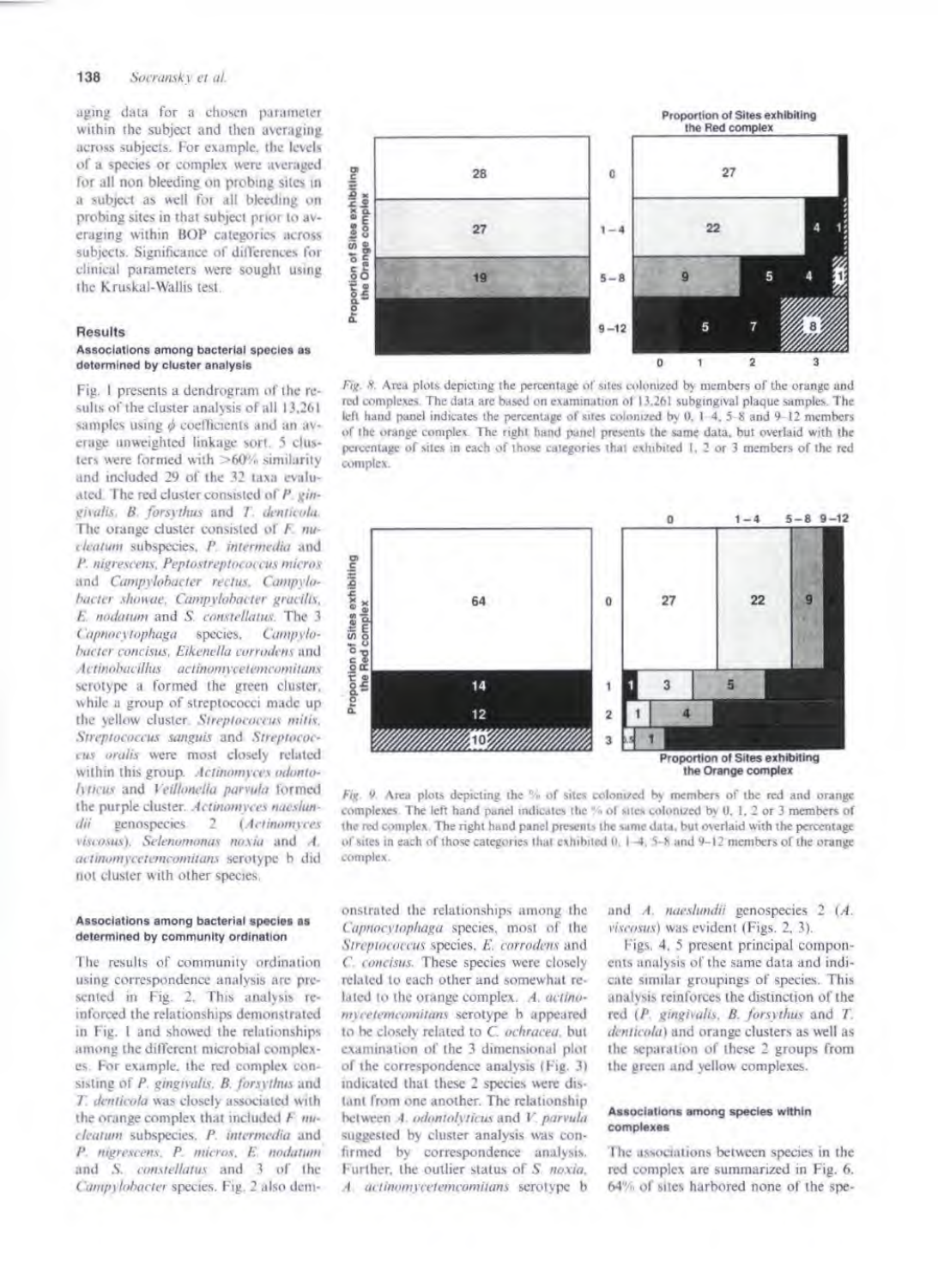aging data for a chosen parameter within the subject and then averaging across subjects. For example, the levels of a species or complex were averaged for all non bleeding on probing sites in a subject as well for all bleeding on probing sites in that subject prior to averaging within BOP categories across subjects. Significance of differences for clinical parameters were sought using the Kruskal-Wallis test.

## Results

### Associations among bacterial species as determined by cluster analysis

Fig. 1 presents a dendrogram of the results of the cluster analysis of all 13,261 samples using $\phi$ coefficients and an average unweighted linkage sort. 5 clusters were formed with >60% similarity and included 29 of the 32 taxa evaluated. The red cluster consisted of *P. gingivalis*, *B. forsythus* and *T. denticola*. The orange cluster consisted of *F. nucleatum* subspecies, *P. intermedia* and *P. nigrescens*, *Peptostreptococcus micros* and *Campylobacter rectus*, *Campylobacter showae*, *Campylobacter gracilis*, *E. nodatum* and *S. constellatus*. The 3 *Capnocytophaga* species, *Campylobacter concisus*, *Eikenella corrodens* and *Actinobacillus actinomycetemcomitans* serotype a formed the green cluster, while a group of streptococci made up the yellow cluster. *Streptococcus mitis*, *Streptococcus sanguis* and *Streptococcus oralis* were most closely related within this group. *Actinomyces odontolyticus* and *Veillonella parvula* formed the purple cluster. *Actinomyces naeslundii* genospecies 2 (*Actinomyces viscosus*). *Selenomonas noxia* and *A. actinomycetemcomitans* serotype b did not cluster with other species.

### Associations among bacterial species as determined by community ordination

The results of community ordination using correspondence analysis are presented in Fig. 2. This analysis reinforced the relationships demonstrated in Fig. 1 and showed the relationships among the different microbial complexes. For example, the red complex consisting of *P. gingivalis*, *B. forsythus* and *T. denticola* was closely associated with the orange complex that included *F. nucleatum* subspecies, *P. intermedia* and *P. nigrescens*, *P. micros*, *E. nodatum* and *S. constellatus* and 3 of the *Campylobacter* species. Fig. 2 also demonstrated the relationships among the *Capnocytophaga* species, most of the *Streptococcus* species, *E. corrodens* and *C. concisus*. These species were closely related to each other and somewhat related to the orange complex. *A. actinomycetemcomitans* serotype b appeared to be closely related to *C. ochracea*, but examination of the 3 dimensional plot of the correspondence analysis (Fig. 3) indicated that these 2 species were distant from one another. The relationship between *A. odontolyticus* and *V. parvula* suggested by cluster analysis was confirmed by correspondence analysis. Further, the outlier status of *S. noxia*, *A. actinomycetemcomitans* serotype b and *A. naeslundii* genospecies 2 (*A. viscosus*) was evident (Figs. 2, 3).

Figs. 4, 5 present principal components analysis of the same data and indicate similar groupings of species. This analysis reinforces the distinction of the red (*P. gingivalis*, *B. forsythus* and *T. denticola*) and orange clusters as well as the separation of these 2 groups from the green and yellow complexes.

### Associations among species within complexes

The associations between species in the red complex are summarized in Fig. 6. 64% of sites harbored none of the spe-

*Fig. 8.* Area plots depicting the percentage of sites colonized by members of the orange and red complexes. The data are based on examination of 13,261 subgingival plaque samples. The left hand panel indicates the percentage of sites colonized by 0, 1–4, 5–8 and 9–12 members of the orange complex. The right hand panel presents the same data, but overlaid with the percentage of sites in each of those categories that exhibited 1, 2 or 3 members of the red complex.

*Fig. 9.* Area plots depicting the % of sites colonized by members of the red and orange complexes. The left hand panel indicates the % of sites colonized by 0, 1, 2 or 3 members of the red complex. The right hand panel presents the same data, but overlaid with the percentage of sites in each of those categories that exhibited 0, 1–4, 5–8 and 9–12 members of the orange complex.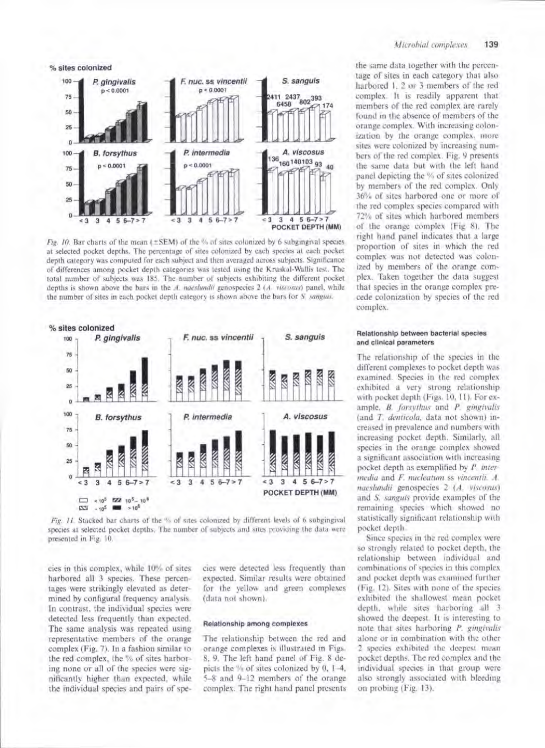Fig. 10. Bar charts of the mean (±SEM) of the % of sites colonized by 6 subgingival species at selected pocket depths. The percentage of sites colonized by each species at each pocket depth category was computed for each subject and then averaged across subjects. Significance of differences among pocket depth categories was tested using the Kruskal-Wallis test. The total number of subjects was 185. The number of subjects exhibiting the different pocket depths is shown above the bars in the *A. naeslundii* genospecies 2 (*A. viscosus*) panel, while the number of sites in each pocket depth category is shown above the bars for *S. sanguis*.

Fig. 11. Stacked bar charts of the % of sites colonized by different levels of 6 subgingival species at selected pocket depths. The number of subjects and sites providing the data were presented in Fig. 10.

cies in this complex, while 10% of sites harbored all 3 species. These percentages were strikingly elevated as determined by configural frequency analysis. In contrast, the individual species were detected less frequently than expected. The same analysis was repeated using representative members of the orange complex (Fig. 7). In a fashion similar to the red complex, the % of sites harboring none or all of the species were significantly higher than expected, while the individual species and pairs of species were detected less frequently than expected. Similar results were obtained for the yellow and green complexes (data not shown).

### Relationship among complexes

The relationship between the red and orange complexes is illustrated in Figs. 8, 9. The left hand panel of Fig. 8 depicts the % of sites colonized by 0, 1–4, 5–8 and 9–12 members of the orange complex. The right hand panel presents the same data together with the percentage of sites in each category that also harbored 1, 2 or 3 members of the red complex. It is readily apparent that members of the red complex are rarely found in the absence of members of the orange complex. With increasing colonization by the orange complex, more sites were colonized by increasing numbers of the red complex. Fig. 9 presents the same data but with the left hand panel depicting the % of sites colonized by members of the red complex. Only 36% of sites harbored one or more of the red complex species compared with 72% of sites which harbored members of the orange complex (Fig. 8). The right hand panel indicates that a large proportion of sites in which the red complex was not detected was colonized by members of the orange complex. Taken together the data suggest that species in the orange complex precede colonization by species of the red complex.

### Relationship between bacterial species and clinical parameters

The relationship of the species in the different complexes to pocket depth was examined. Species in the red complex exhibited a very strong relationship with pocket depth (Figs. 10, 11). For example, *B. forsythus* and *P. gingivalis* (and *T. denticola*, data not shown) increased in prevalence and numbers with increasing pocket depth. Similarly, all species in the orange complex showed a significant association with increasing pocket depth as exemplified by *P. intermedia* and *F. nucleatum* ss *vincentii*. *A. naeslundii* genospecies 2 (*A. viscosus*) and *S. sanguis* provide examples of the remaining species which showed no statistically significant relationship with pocket depth.

Since species in the red complex were so strongly related to pocket depth, the relationship between individual and combinations of species in this complex and pocket depth was examined further (Fig. 12). Sites with none of the species exhibited the shallowest mean pocket depth, while sites harboring all 3 showed the deepest. It is interesting to note that sites harboring *P. gingivalis* alone or in combination with the other 2 species exhibited the deepest mean pocket depths. The red complex and the individual species in that group were also strongly associated with bleeding on probing (Fig. 13).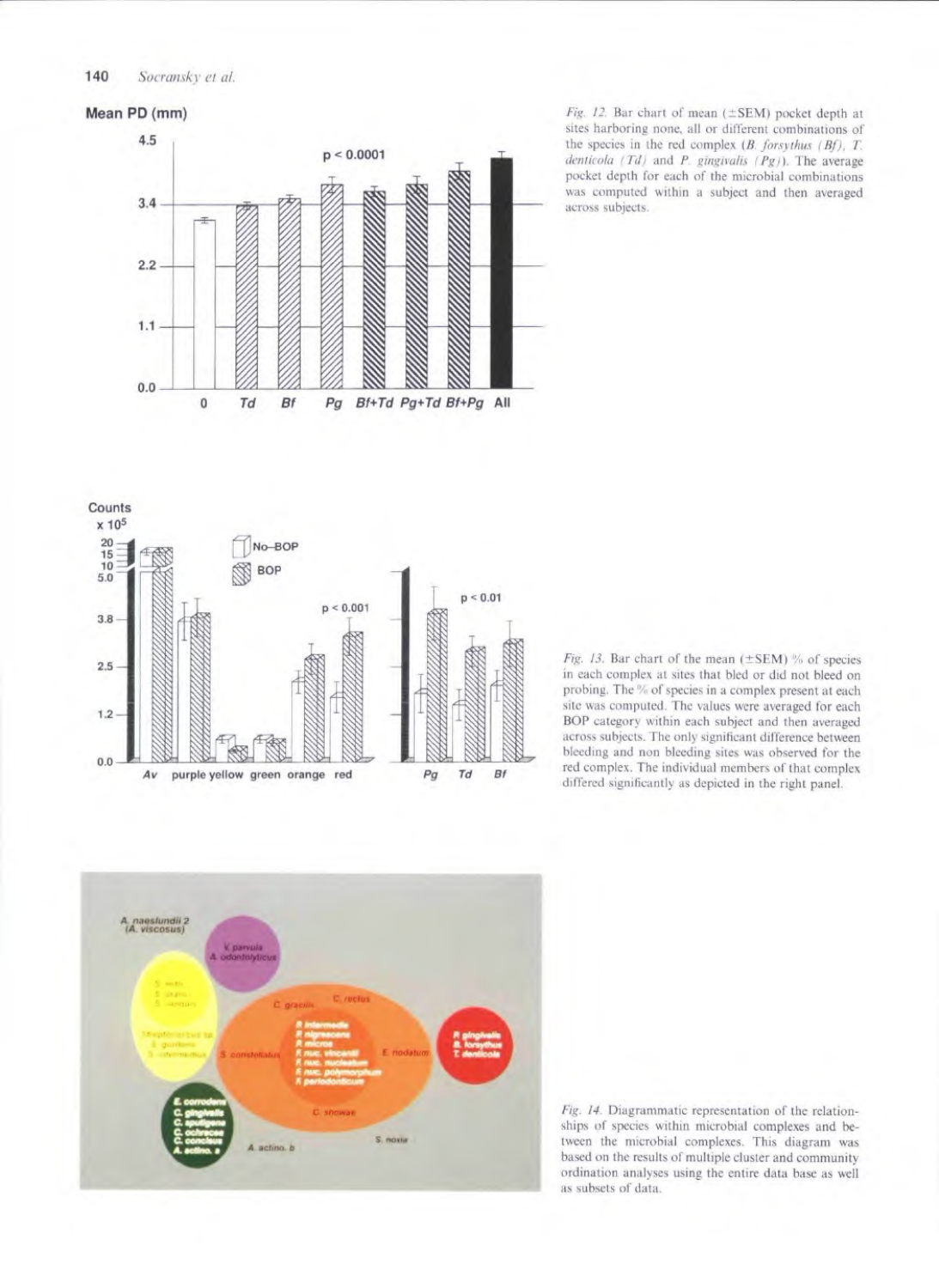*Fig. 12.* Bar chart of mean (±SEM) pocket depth at sites harboring none, all or different combinations of the species in the red complex (*B. forsythus (Bf)*, *T. denticola (Td)* and *P. gingivalis (Pg)*). The average pocket depth for each of the microbial combinations was computed within a subject and then averaged across subjects.

*Fig. 13.* Bar chart of the mean (±SEM) % of species in each complex at sites that bled or did not bleed on probing. The % of species in a complex present at each site was computed. The values were averaged for each BOP category within each subject and then averaged across subjects. The only significant difference between bleeding and non bleeding sites was observed for the red complex. The individual members of that complex differed significantly as depicted in the right panel.

*Fig. 14.* Diagrammatic representation of the relationships of species within microbial complexes and between the microbial complexes. This diagram was based on the results of multiple cluster and community ordination analyses using the entire data base as well as subsets of data.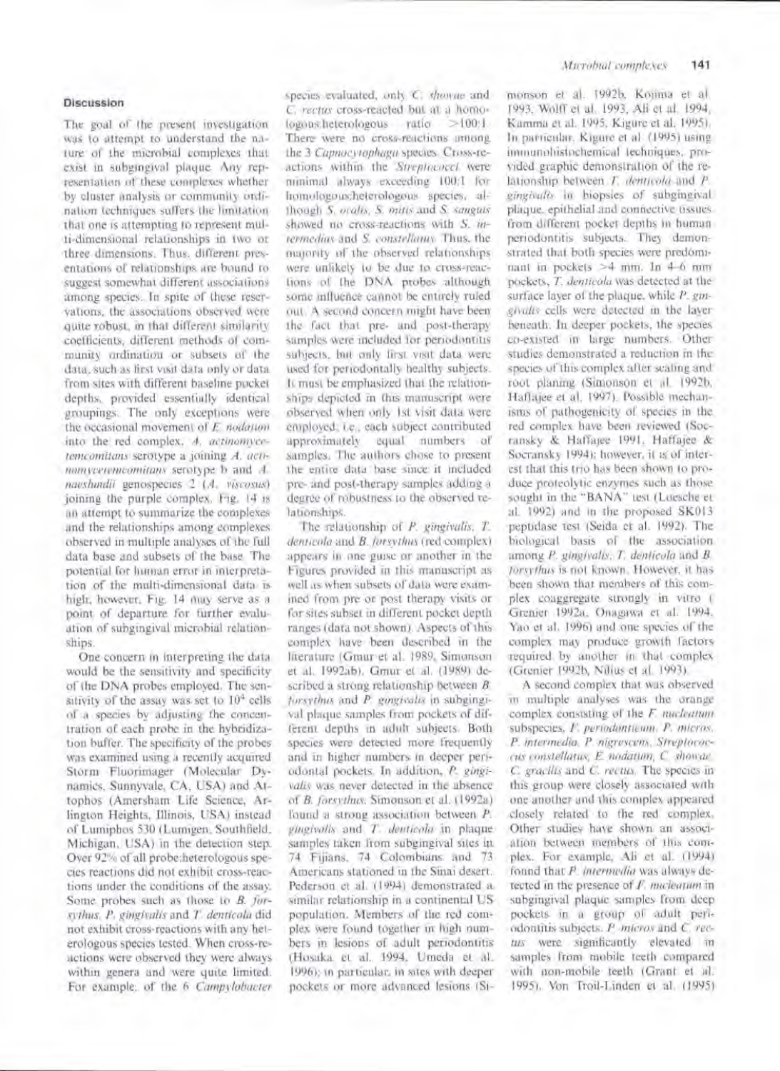## Discussion

The goal of the present investigation was to attempt to understand the nature of the microbial complexes that exist in subgingival plaque. Any representation of these complexes whether by cluster analysis or community ordination techniques suffers the limitation that one is attempting to represent multi-dimensional relationships in two or three dimensions. Thus, different presentations of relationships are bound to suggest somewhat different associations among species. In spite of these reservations, the associations observed were quite robust, in that different similarity coefficients, different methods of community ordination or subsets of the data, such as first visit data only or data from sites with different baseline pocket depths, provided essentially identical groupings. The only exceptions were the occasional movement of *E. nodatum* into the red complex, *A. actinomycetemcomitans* serotype a joining *A. actinomycetemcomitans* serotype b and *A. naeslundii* genospecies 2 (*A. viscosus*) joining the purple complex. Fig. 14 is an attempt to summarize the complexes and the relationships among complexes observed in multiple analyses of the full data base and subsets of the base. The potential for human error in interpretation of the multi-dimensional data is high, however, Fig. 14 may serve as a point of departure for further evaluation of subgingival microbial relationships.

One concern in interpreting the data would be the sensitivity and specificity of the DNA probes employed. The sensitivity of the assay was set to $10^4$ cells of a species by adjusting the concentration of each probe in the hybridization buffer. The specificity of the probes was examined using a recently acquired Storm Fluorimager (Molecular Dynamics, Sunnyvale, CA, USA) and Attophos (Amersham Life Science, Arlington Heights, Illinois, USA) instead of Lumiphos 530 (Lumigen, Southfield, Michigan, USA) in the detection step. Over 92% of all probe:heterologous species reactions did not exhibit cross-reactions under the conditions of the assay. Some probes such as those to *B. forsythus*, *P. gingivalis* and *T. denticola* did not exhibit cross-reactions with any heterologous species tested. When cross-reactions were observed they were always within genera and were quite limited. For example, of the 6 *Campylobacter* species evaluated, only *C. showae* and *C. rectus* cross-reacted but at a homologous:heterologous ratio >100:1. There were no cross-reactions among the 3 *Capnocytophaga* species. Cross-reactions within the *Streptococci* were minimal always exceeding 100:1 for homologous:heterologous species, although *S. oralis*, *S. mitis* and *S. sanguis* showed no cross-reactions with *S. intermedius* and *S. constellatus*. Thus, the majority of the observed relationships were unlikely to be due to cross-reactions of the DNA probes although some influence cannot be entirely ruled out. A second concern might have been the fact that pre- and post-therapy samples were included for periodontitis subjects, but only first visit data were used for periodontally healthy subjects. It must be emphasized that the relationships depicted in this manuscript were observed when only 1st visit data were employed, i.e., each subject contributed approximately equal numbers of samples. The authors chose to present the entire data base since it included pre- and post-therapy samples adding a degree of robustness to the observed relationships.

The relationship of *P. gingivalis*, *T. denticola* and *B. forsythus* (red complex) appears in one guise or another in the Figures provided in this manuscript as well as when subsets of data were examined from pre or post therapy visits or for sites subset in different pocket depth ranges (data not shown). Aspects of this complex have been described in the literature (Gmur et al. 1989, Simonson et al. 1992ab). Gmur et al. (1989) described a strong relationship between *B. forsythus* and *P. gingivalis* in subgingival plaque samples from pockets of different depths in adult subjects. Both species were detected more frequently and in higher numbers in deeper periodontal pockets. In addition, *P. gingivalis* was never detected in the absence of *B. forsythus*. Simonson et al. (1992a) found a strong association between *P. gingivalis* and *T. denticola* in plaque samples taken from subgingival sites in 74 Fijians, 74 Colombians and 73 Americans stationed in the Sinai desert. Pederson et al. (1994) demonstrated a similar relationship in a continental US population. Members of the red complex were found together in high numbers in lesions of adult periodontitis (Hosaka et al. 1994, Umeda et al. 1996); in particular, in sites with deeper pockets or more advanced lesions (Simonson et al. 1992b, Kojima et al. 1993, Wolff et al. 1993, Ali et al. 1994, Kamma et al. 1995, Kigure et al. 1995). In particular, Kigure et al (1995) using immunohistochemical techniques, provided graphic demonstration of the relationship between *T. denticola* and *P. gingivalis* in biopsies of subgingival plaque, epithelial and connective tissues from different pocket depths in human periodontitis subjects. They demonstrated that both species were predominant in pockets >4 mm. In 4–6 mm pockets, *T. denticola* was detected at the surface layer of the plaque, while *P. gingivalis* cells were detected in the layer beneath. In deeper pockets, the species co-existed in large numbers. Other studies demonstrated a reduction in the species of this complex after scaling and root planing (Simonson et al. 1992b, Haffajee et al. 1997). Possible mechanisms of pathogenicity of species in the red complex have been reviewed (Socransky & Haffajee 1991, Haffajee & Socransky 1994); however, it is of interest that this trio has been shown to produce proteolytic enzymes such as those sought in the "BANA" test (Loesche et al. 1992) and in the proposed SK013 peptidase test (Seida et al. 1992). The biological basis of the association among *P. gingivalis*, *T. denticola* and *B. forsythus* is not known. However, it has been shown that members of this complex coaggregate strongly in vitro (Grenier 1992a, Onagawa et al. 1994, Yao et al. 1996) and one species of the complex may produce growth factors required by another in that complex (Grenier 1992b, Nilius et al. 1993).

A second complex that was observed in multiple analyses was the orange complex consisting of the *F. nucleatum* subspecies, *F. periodonticum*, *P. micros*, *P. intermedia*, *P. nigrescens*, *Streptococcus constellatus*, *E. nodatum*, *C. showae*, *C. gracilis* and *C. rectus*. The species in this group were closely associated with one another and this complex appeared closely related to the red complex. Other studies have shown an association between members of this complex. For example, Ali et al. (1994) found that *P. intermedia* was always detected in the presence of *F. nucleatum* in subgingival plaque samples from deep pockets in a group of adult periodontitis subjects. *P. micros* and *C. rectus* were significantly elevated in samples from mobile teeth compared with non-mobile teeth (Grant et al. 1995). Von Troil-Linden et al. (1995)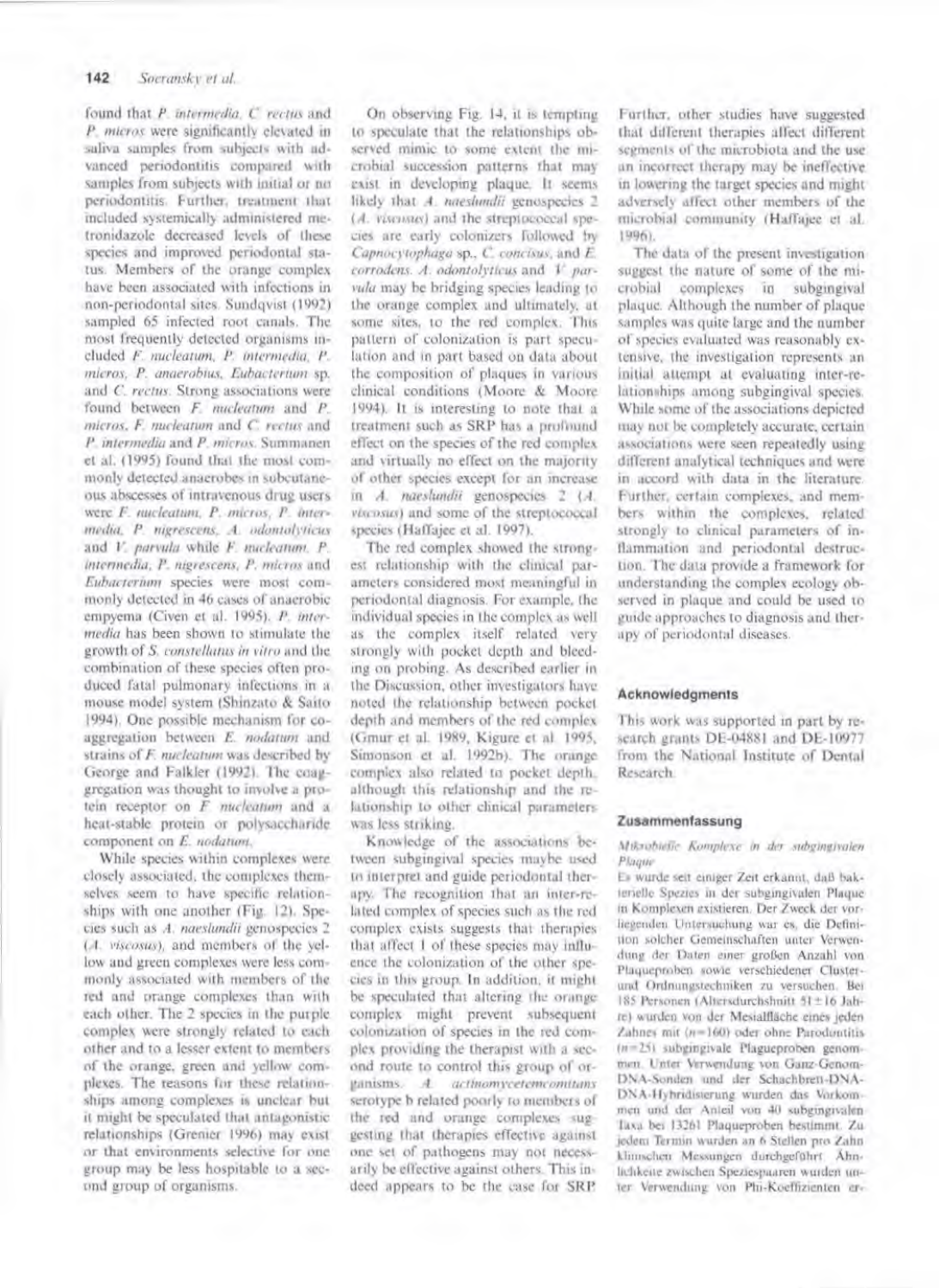found that *P. intermedia*, *C. rectus* and *P. micros* were significantly elevated in saliva samples from subjects with advanced periodontitis compared with samples from subjects with initial or no periodontitis. Further, treatment that included systemically administered metronidazole decreased levels of these species and improved periodontal status. Members of the orange complex have been associated with infections in non-periodontal sites. Sundqvist (1992) sampled 65 infected root canals. The most frequently detected organisms included *F. nucleatum*, *P. intermedia*, *P. micros*, *P. anaerobius*, *Eubacterium* sp. and *C. rectus*. Strong associations were found between *F. nucleatum* and *P. micros*, *F. nucleatum* and *C. rectus* and *P. intermedia* and *P. micros*. Summanen et al. (1995) found that the most commonly detected anaerobes in subcutaneous abscesses of intravenous drug users were *F. nucleatum*, *P. micros*, *P. intermedia*, *P. nigrescens*, *A. odontolyticus* and *V. parvula* while *F. nucleatum*, *P. intermedia*, *P. nigrescens*, *P. micros* and *Eubacterium* species were most commonly detected in 46 cases of anaerobic empyema (Civen et al. 1995). *P. intermedia* has been shown to stimulate the growth of *S. constellatus in vitro* and the combination of these species often produced fatal pulmonary infections in a mouse model system (Shinzato & Saito 1994). One possible mechanism for coaggregation between *E. nodatum* and strains of *F. nucleatum* was described by George and Falkler (1992). The coaggregation was thought to involve a protein receptor on *F. nucleatum* and a heat-stable protein or polysaccharide component on *E. nodatum*.

While species within complexes were closely associated, the complexes themselves seem to have specific relationships with one another (Fig. 12). Species such as *A. naeslundii* genospecies 2 (*A. viscosus*), and members of the yellow and green complexes were less commonly associated with members of the red and orange complexes than with each other. The 2 species in the purple complex were strongly related to each other and to a lesser extent to members of the orange, green and yellow complexes. The reasons for these relationships among complexes is unclear but it might be speculated that antagonistic relationships (Grenier 1996) may exist or that environments selective for one group may be less hospitable to a second group of organisms.

On observing Fig. 14, it is tempting to speculate that the relationships observed mimic to some extent the microbial succession patterns that may exist in developing plaque. It seems likely that *A. naeslundii* genospecies 2 (*A. viscosus*) and the streptococcal species are early colonizers followed by *Capnocytophaga* sp., *C. concisus*, and *E. corrodens*. *A. odontolyticus* and *V. parvula* may be bridging species leading to the orange complex and ultimately, at some sites, to the red complex. This pattern of colonization is part speculation and in part based on data about the composition of plaques in various clinical conditions (Moore & Moore 1994). It is interesting to note that a treatment such as SRP has a profound effect on the species of the red complex and virtually no effect on the majority of other species except for an increase in *A. naeslundii* genospecies 2 (*A. viscosus*) and some of the streptococcal species (Haffajee et al. 1997).

The red complex showed the strongest relationship with the clinical parameters considered most meaningful in periodontal diagnosis. For example, the individual species in the complex as well as the complex itself related very strongly with pocket depth and bleeding on probing. As described earlier in the Discussion, other investigators have noted the relationship between pocket depth and members of the red complex (Gmur et al. 1989, Kigure et al. 1995, Simonson et al. 1992b). The orange complex also related to pocket depth, although this relationship and the relationship to other clinical parameters was less striking.

Knowledge of the associations between subgingival species maybe used to interpret and guide periodontal therapy. The recognition that an inter-related complex of species such as the red complex exists suggests that therapies that affect 1 of these species may influence the colonization of the other species in this group. In addition, it might be speculated that altering the orange complex might prevent subsequent colonization of species in the red complex providing the therapist with a second route to control this group of organisms. *A. actinomycetemcomitans* serotype b related poorly to members of the red and orange complexes suggesting that therapies effective against one set of pathogens may not necessarily be effective against others. This indeed appears to be the case for SRP. Further, other studies have suggested that different therapies affect different segments of the microbiota and the use an incorrect therapy may be ineffective in lowering the target species and might adversely affect other members of the microbial community (Haffajee et al. 1996).

The data of the present investigation suggest the nature of some of the microbial complexes in subgingival plaque. Although the number of plaque samples was quite large and the number of species evaluated was reasonably extensive, the investigation represents an initial attempt at evaluating inter-relationships among subgingival species. While some of the associations depicted may not be completely accurate, certain associations were seen repeatedly using different analytical techniques and were in accord with data in the literature. Further, certain complexes, and members within the complexes, related strongly to clinical parameters of inflammation and periodontal destruction. The data provide a framework for understanding the complex ecology observed in plaque and could be used to guide approaches to diagnosis and therapy of periodontal diseases.

## Acknowledgments

This work was supported in part by research grants DE-04881 and DE-10977 from the National Institute of Dental Research.

## Zusammenfassung

*Mikrobielle Komplexe in der subgingivalen Plaque*

Es wurde seit einiger Zeit erkannt, daß bakterielle Spezies in der subgingivalen Plaque in Komplexen existieren. Der Zweck der vorliegenden Untersuchung war es, die Definition solcher Gemeinschaften unter Verwendung der Daten einer großen Anzahl von Plaqueproben sowie verschiedener Cluster- und Ordnungstechniken zu versuchen. Bei 185 Personen (Altersdurchschnitt 51±16 Jahre) wurden von der Mesialfläche eines jeden Zahnes mit ($n$=160) oder ohne Parodontitis ($n$=25) subgingivale Plaqueproben genommen. Unter Verwendung von Ganz-Genom-DNA-Sonden und der Schachbrett-DNA-DNA-Hybridisierung wurden das Vorkommen und der Anteil von 40 subgingivalen Taxa bei 13261 Plaqueproben bestimmt. Zu jedem Termin wurden an 6 Stellen pro Zahn klinischen Messungen durchgeführt. Ähnlichkeite zwischen Speziespaaren wurden unter Verwendung von Phi-Koeffizienten er-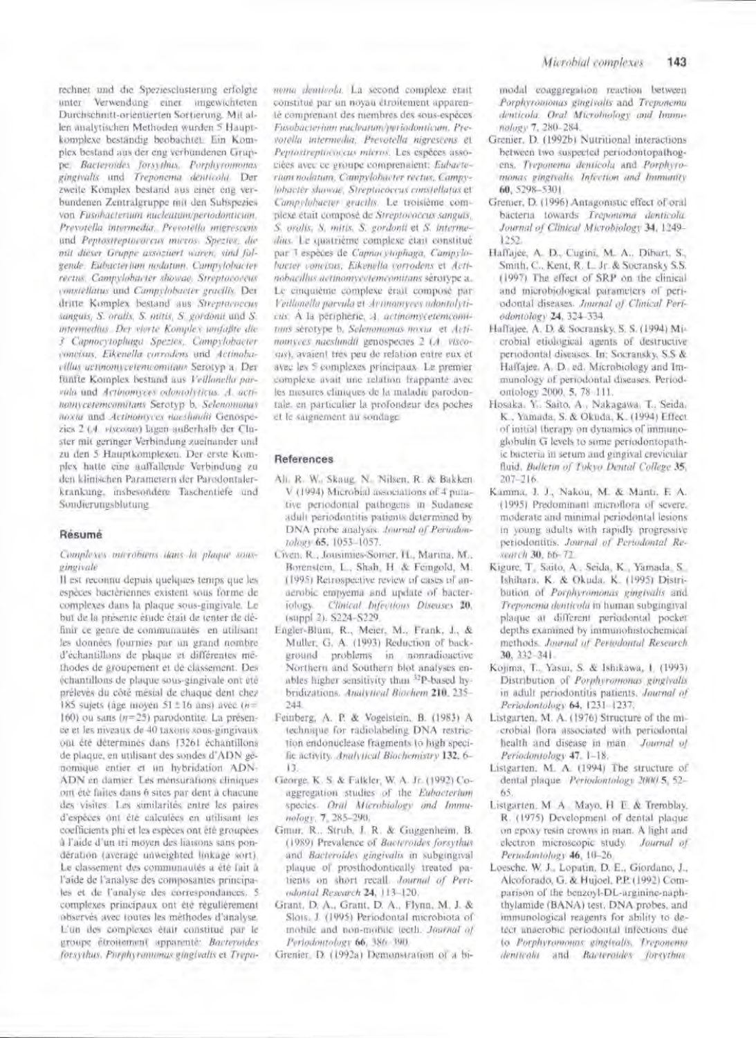rechnet und die Speziesclusterung erfolgte unter Verwendung einer ungewichteten Durchschnitt-orientierten Sortierung. Mit allen analytischen Methoden wurden 5 Hauptkomplexe beständig beobachtet. Ein Komplex bestand aus der eng verbundenen Gruppe: *Bacteroides forsythus*, *Porphyromonas gingivalis* und *Treponema denticola*. Der zweite Komplex bestand aus einer eng verbundenen Zentralgruppe mit den Subspezies von *Fusobacterium nucleatum/periodonticum*, *Prevotella intermedia*, *Prevotella nigrescens* und *Peptostreptococcus micros*. Spezies, die mit dieser Gruppe assoziiert waren, sind folgende: *Eubacterium nodatum*, *Campylobacter rectus*, *Campylobacter showae*, *Streptococcus constellatus* und *Campylobacter gracilis*. Der dritte Komplex bestand aus *Streptococcus sanguis*, *S. oralis*, *S. mitis*, *S. gordonii* und *S. intermedius*. Der vierte Komplex umfaßte die 3 *Capnocytophaga* Spezies, *Campylobacter concisus*, *Eikenella corrodens* und *Actinobacillus actinomycetemcomitans* Serotyp a. Der fünfte Komplex bestand aus *Veillonella parvula* und *Actinomyces odontolyticus*. *A. actinomycetemcomitans* Serotyp b, *Selenomonas noxia* and *Actinomyces naeslundii* Genospezies 2 (*A. viscosus*) lagen außerhalb der Cluster mit geringer Verbindung zueinander und zu den 5 Hauptkomplexen. Der erste Komplex hatte eine auffallende Verbindung zu den klinischen Parametern der Parodontalerkrankung, insbesondere Taschentiefe und Sondierungsblutung.

## Résumé

*Complexes microbiens dans la plaque sous-gingivale*

Il est reconnu depuis quelques temps que les espèces bactériennes existent sous forme de complexes dans la plaque sous-gingivale. Le but de la présente étude était de tenter de définir ce genre de communautés en utilisant les données fournies par un grand nombre d'échantillons de plaque et différentes méthodes de groupement et de classement. Des échantillons de plaque sous-gingivale ont été prélevés du côté mésial de chaque dent chez 185 sujets (âge moyen 51±16 ans) avec ($n$=160) ou sans ($n$=25) parodontite. La présence et les niveaux de 40 taxons sous-gingivaux ont été déterminés dans 13261 échantillons de plaque, en utilisant des sondes d'ADN génomique entier et un hybridation ADN-ADN en damier. Les mensurations cliniques ont été faites dans 6 sites par dent à chacune des visites. Les similarités entre les paires d'espèces ont été calculées en utilisant les coefficients phi et les espèces ont été groupées à l'aide d'un tri moyen des liaisons sans pondération (average unweighted linkage sort). Le classement des communautés a été fait à l'aide de l'analyse des composantes principales et de l'analyse des correspondances. 5 complexes principaux ont été régulièrement observés avec toutes les méthodes d'analyse. L'un des complexes était constitué par le groupe étroitement apparenté: *Bacteroides forsythus*, *Porphyromonas gingivalis* et *Treponema denticola*. La second complexe était constitué par un noyau étroitement apparenté comprenant des membres des sous-espèces *Fusobacterium nucleatum/periodonticum*, *Prevotella intermedia*, *Prevotella nigrescens* et *Peptostreptococcus micros*. Les espèces associées avec ce groupe comprenaient: *Eubacterium nodatum*, *Campylobacter rectus*, *Campylobacter showae*, *Streptococcus constellatus* et *Campylobacter gracilis*. Le troisième complexe était composé de *Streptococcus sanguis*, *S. oralis*, *S. mitis*, *S. gordonii* et *S. intermedius*. Le quatrième complexe était constitué par 3 espèces de *Capnocytophaga*, *Campylobacter concisus*, *Eikenella corrodens* et *Actinobacillus actinomycetemcomitans* sérotype a. Le cinquième complexe était composé par *Veillonella parvula* et *Actinomyces odontolyticus*. A la périphérie, *A. actinomycetemcomitans* sérotype b, *Selenomonas noxia* et *Actinomyces naeslundii* genospecies 2 (*A. viscosus*), avaient très peu de relation entre eux et avec les 5 complexes principaux. Le premier complexe avait une relation frappante avec les mesures cliniques de la maladie parodontale, en particulier la profondeur des poches et le saignement au sondage.

## References

Ali, R. W., Skaug, N., Nilsen, R. & Bakken, V. (1994) Microbial associations of 4 putative periodontal pathogens in Sudanese adult periodontitis patients determined by DNA probe analysis. *Journal of Periodontology* **65**, 1053–1057.

Civen, R., Jousimies-Somer, H., Marina, M., Borenstein, L., Shah, H. & Feingold, M. (1995) Retrospective review of cases of anaerobic empyema and update of bacteriology. *Clinical Infectious Diseases* **20**, (suppl 2), S224–S229.

Engler-Blum, R., Meier, M., Frank, J., & Muller, G. A. (1993) Reduction of background problems in nonradioactive Northern and Southern blot analyses enables higher sensitivity than $^{32}$P-based hybridizations. *Analytical Biochem* **210**, 235–244.

Feinberg, A. P. & Vogelstein, B. (1983) A technique for radiolabeling DNA restriction endonuclease fragments to high specific activity. *Analytical Biochemistry* **132**, 6–13.

George, K. S. & Falkler, W. A. Jr. (1992) Coaggregation studies of the *Eubacterium* species. *Oral Microbiology and Immunology* **7**, 285–290.

Gmur, R., Strub, J. R. & Guggenheim, B. (1989) Prevalence of *Bacteroides forsythus* and *Bacteroides gingivalis* in subgingival plaque of prosthodontically treated patients on short recall. *Journal of Periodontal Research* **24**, 113–120.

Grant, D. A., Grant, D. A., Flynn, M. J. & Slots, J. (1995) Periodontal microbiota of mobile and non-mobile teeth. *Journal of Periodontology* **66**, 386–390.

Grenier, D. (1992a) Demonstration of a bimodal coaggregation reaction between *Porphyromonas gingivalis* and *Treponema denticola*. *Oral Microbiology and Immunology* **7**, 280–284.

Grenier, D. (1992b) Nutritional interactions between two suspected periodontopathogens, *Treponema denticola* and *Porphyromonas gingivalis*. *Infection and Immunity* **60**, 5298–5301.

Grenier, D. (1996) Antagonistic effect of oral bacteria towards *Treponema denticola*. *Journal of Clinical Microbiology* **34**, 1249–1252.

Haffajee, A. D., Cugini, M. A., Dibart, S., Smith, C., Kent, R. L. Jr. & Socransky S.S. (1997) The effect of SRP on the clinical and microbiological parameters of periodontal diseases. *Journal of Clinical Periodontology* **24**, 324–334.

Haffajee, A. D. & Socransky, S. S. (1994) Microbial etiological agents of destructive periodontal diseases. In: Socransky, S.S & Haffajee, A. D., ed. Microbiology and Immunology of periodontal diseases. Periodontology 2000, **5**, 78–111.

Hosaka, Y., Saito, A., Nakagawa, T., Seida, K., Yamada, S. & Okuda, K. (1994) Effect of initial therapy on dynamics of immunoglobulin G levels to some periodontopathic bacteria in serum and gingival crevicular fluid. *Bulletin of Tokyo Dental College* **35**, 207–216.

Kamma, J. J., Nakou, M. & Manti, F. A. (1995) Predominant microflora of severe, moderate and minimal periodontal lesions in young adults with rapidly progressive periodontitis. *Journal of Periodontal Research* **30**, 66–72.

Kigure, T., Saito, A., Seida, K., Yamada, S., Ishihara, K. & Okuda, K. (1995) Distribution of *Porphyromonas gingivalis* and *Treponema denticola* in human subgingival plaque at different periodontal pocket depths examined by immunohistochemical methods. *Journal of Periodontal Research* **30**, 332–341.

Kojima, T., Yasui, S. & Ishikawa, I. (1993) Distribution of *Porphyromonas gingivalis* in adult periodontitis patients. *Journal of Periodontology* **64**, 1231–1237.

Listgarten, M. A. (1976) Structure of the microbial flora associated with periodontal health and disease in man. *Journal of Periodontology* **47**, 1–18.

Listgarten, M. A. (1994) The structure of dental plaque. *Periodontology 2000* **5**, 52–65.

Listgarten, M. A., Mayo, H. E. & Tremblay, R. (1975) Development of dental plaque on epoxy resin crowns in man. A light and electron microscopic study. *Journal of Periodontology* **46**, 10–26.

Loesche, W. J., Lopatin, D. E., Giordano, J., Alcoforado, G. & Hujoel, P.P. (1992) Comparison of the benzoyl-DL-arginine-naphthylamide (BANA) test, DNA probes, and immunological reagents for ability to detect anaerobic periodontal infections due to *Porphyromonas gingivalis*, *Treponema denticola* and *Bacteroides forsythus*